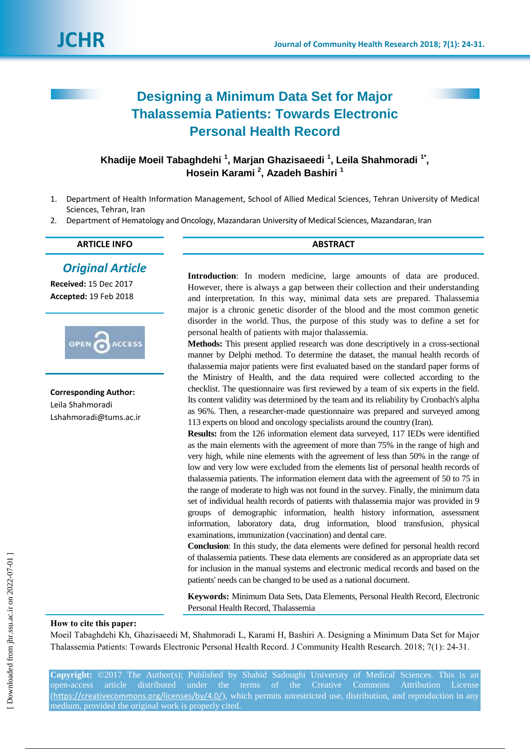# Designing a Minimum Data Set for Major Thalassemia Patients: Towards Electronic Personal Health Record

**Khadije Moeil Tabaghdehi [1], Marjan Ghazisaeedi [1], Leila Shahmoradi [1*], Hosein Karami [2], Azadeh Bashiri [1]**

1. Department of Health Information Management, School of Allied Medical Sciences, Tehran University of Medical Sciences, Tehran, Iran
2. Department of Hematology and Oncology, Mazandaran University of Medical Sciences, Mazandaran, Iran

## ARTICLE INFO

*Original Article*

**Received:** 15 Dec 2017

**Accepted:** 19 Feb 2018

OPEN ACCESS

**Corresponding Author:**
Leila Shahmoradi
Lshahmoradi@tums.ac.ir

## ABSTRACT

**Introduction**: In modern medicine, large amounts of data are produced. However, there is always a gap between their collection and their understanding and interpretation. In this way, minimal data sets are prepared. Thalassemia major is a chronic genetic disorder of the blood and the most common genetic disorder in the world. Thus, the purpose of this study was to define a set for personal health of patients with major thalassemia.

**Methods:** This present applied research was done descriptively in a cross-sectional manner by Delphi method. To determine the dataset, the manual health records of thalassemia major patients were first evaluated based on the standard paper forms of the Ministry of Health, and the data required were collected according to the checklist. The questionnaire was first reviewed by a team of six experts in the field. Its content validity was determined by the team and its reliability by Cronbach's alpha as 96%. Then, a researcher-made questionnaire was prepared and surveyed among 113 experts on blood and oncology specialists around the country (Iran).

**Results:** from the 126 information element data surveyed, 117 IEDs were identified as the main elements with the agreement of more than 75% in the range of high and very high, while nine elements with the agreement of less than 50% in the range of low and very low were excluded from the elements list of personal health records of thalassemia patients. The information element data with the agreement of 50 to 75 in the range of moderate to high was not found in the survey. Finally, the minimum data set of individual health records of patients with thalassemia major was provided in 9 groups of demographic information, health history information, assessment information, laboratory data, drug information, blood transfusion, physical examinations, immunization (vaccination) and dental care.

**Conclusion**: In this study, the data elements were defined for personal health record of thalassemia patients. These data elements are considered as an appropriate data set for inclusion in the manual systems and electronic medical records and based on the patients' needs can be changed to be used as a national document.

**Keywords:** Minimum Data Sets, Data Elements, Personal Health Record, Electronic Personal Health Record, Thalassemia

**How to cite this paper:**
Moeil Tabaghdehi Kh, Ghazisaeedi M, Shahmoradi L, Karami H, Bashiri A. Designing a Minimum Data Set for Major Thalassemia Patients: Towards Electronic Personal Health Record. J Community Health Research. 2018; 7(1): 24-31.

**Copyright:** ©2017 The Author(s); Published by Shahid Sadoughi University of Medical Sciences. This is an open-access article distributed under the terms of the Creative Commons Attribution License (https://creativecommons.org/licenses/by/4.0/), which permits unrestricted use, distribution, and reproduction in any medium, provided the original work is properly cited.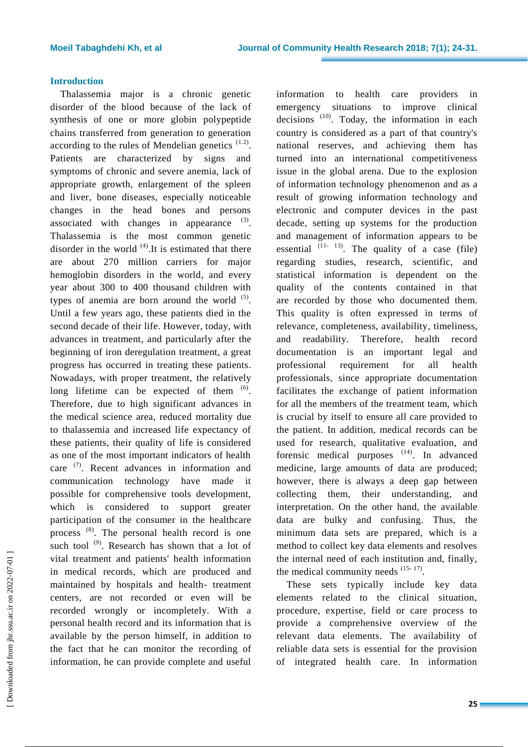## Introduction

Thalassemia major is a chronic genetic disorder of the blood because of the lack of synthesis of one or more globin polypeptide chains transferred from generation to generation according to the rules of Mendelian genetics [1.2]. Patients are characterized by signs and symptoms of chronic and severe anemia, lack of appropriate growth, enlargement of the spleen and liver, bone diseases, especially noticeable changes in the head bones and persons associated with changes in appearance [3]. Thalassemia is the most common genetic disorder in the world [4].It is estimated that there are about 270 million carriers for major hemoglobin disorders in the world, and every year about 300 to 400 thousand children with types of anemia are born around the world [5]. Until a few years ago, these patients died in the second decade of their life. However, today, with advances in treatment, and particularly after the beginning of iron deregulation treatment, a great progress has occurred in treating these patients. Nowadays, with proper treatment, the relatively long lifetime can be expected of them [6]. Therefore, due to high significant advances in the medical science area, reduced mortality due to thalassemia and increased life expectancy of these patients, their quality of life is considered as one of the most important indicators of health care [7]. Recent advances in information and communication technology have made it possible for comprehensive tools development, which is considered to support greater participation of the consumer in the healthcare process [8]. The personal health record is one such tool [9]. Research has shown that a lot of vital treatment and patients' health information in medical records, which are produced and maintained by hospitals and health- treatment centers, are not recorded or even will be recorded wrongly or incompletely. With a personal health record and its information that is available by the person himself, in addition to the fact that he can monitor the recording of information, he can provide complete and useful information to health care providers in emergency situations to improve clinical decisions [10]. Today, the information in each country is considered as a part of that country's national reserves, and achieving them has turned into an international competitiveness issue in the global arena. Due to the explosion of information technology phenomenon and as a result of growing information technology and electronic and computer devices in the past decade, setting up systems for the production and management of information appears to be essential [11- 13]. The quality of a case (file) regarding studies, research, scientific, and statistical information is dependent on the quality of the contents contained in that are recorded by those who documented them. This quality is often expressed in terms of relevance, completeness, availability, timeliness, and readability. Therefore, health record documentation is an important legal and professional requirement for all health professionals, since appropriate documentation facilitates the exchange of patient information for all the members of the treatment team, which is crucial by itself to ensure all care provided to the patient. In addition, medical records can be used for research, qualitative evaluation, and forensic medical purposes [14]. In advanced medicine, large amounts of data are produced; however, there is always a deep gap between collecting them, their understanding, and interpretation. On the other hand, the available data are bulky and confusing. Thus, the minimum data sets are prepared, which is a method to collect key data elements and resolves the internal need of each institution and, finally, the medical community needs [15- 17].

These sets typically include key data elements related to the clinical situation, procedure, expertise, field or care process to provide a comprehensive overview of the relevant data elements. The availability of reliable data sets is essential for the provision of integrated health care. In information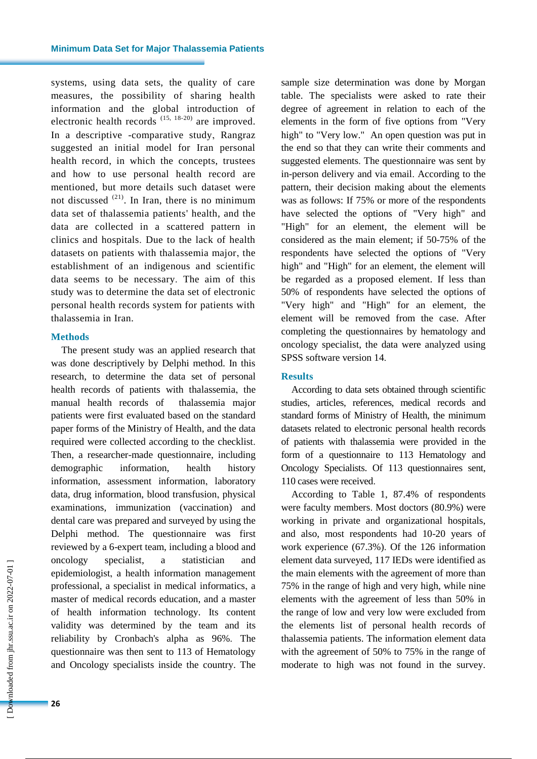systems, using data sets, the quality of care measures, the possibility of sharing health information and the global introduction of electronic health records [15, 18-20] are improved. In a descriptive -comparative study, Rangraz suggested an initial model for Iran personal health record, in which the concepts, trustees and how to use personal health record are mentioned, but more details such dataset were not discussed [21]. In Iran, there is no minimum data set of thalassemia patients' health, and the data are collected in a scattered pattern in clinics and hospitals. Due to the lack of health datasets on patients with thalassemia major, the establishment of an indigenous and scientific data seems to be necessary. The aim of this study was to determine the data set of electronic personal health records system for patients with thalassemia in Iran.

## Methods

The present study was an applied research that was done descriptively by Delphi method. In this research, to determine the data set of personal health records of patients with thalassemia, the manual health records of thalassemia major patients were first evaluated based on the standard paper forms of the Ministry of Health, and the data required were collected according to the checklist. Then, a researcher-made questionnaire, including demographic information, health history information, assessment information, laboratory data, drug information, blood transfusion, physical examinations, immunization (vaccination) and dental care was prepared and surveyed by using the Delphi method. The questionnaire was first reviewed by a 6-expert team, including a blood and oncology specialist, a statistician and epidemiologist, a health information management professional, a specialist in medical informatics, a master of medical records education, and a master of health information technology. Its content validity was determined by the team and its reliability by Cronbach's alpha as 96%. The questionnaire was then sent to 113 of Hematology and Oncology specialists inside the country. The sample size determination was done by Morgan table. The specialists were asked to rate their degree of agreement in relation to each of the elements in the form of five options from "Very high" to "Very low." An open question was put in the end so that they can write their comments and suggested elements. The questionnaire was sent by in-person delivery and via email. According to the pattern, their decision making about the elements was as follows: If 75% or more of the respondents have selected the options of "Very high" and "High" for an element, the element will be considered as the main element; if 50-75% of the respondents have selected the options of "Very high" and "High" for an element, the element will be regarded as a proposed element. If less than 50% of respondents have selected the options of "Very high" and "High" for an element, the element will be removed from the case. After completing the questionnaires by hematology and oncology specialist, the data were analyzed using SPSS software version 14.

## Results

According to data sets obtained through scientific studies, articles, references, medical records and standard forms of Ministry of Health, the minimum datasets related to electronic personal health records of patients with thalassemia were provided in the form of a questionnaire to 113 Hematology and Oncology Specialists. Of 113 questionnaires sent, 110 cases were received.

According to Table 1, 87.4% of respondents were faculty members. Most doctors (80.9%) were working in private and organizational hospitals, and also, most respondents had 10-20 years of work experience (67.3%). Of the 126 information element data surveyed, 117 IEDs were identified as the main elements with the agreement of more than 75% in the range of high and very high, while nine elements with the agreement of less than 50% in the range of low and very low were excluded from the elements list of personal health records of thalassemia patients. The information element data with the agreement of 50% to 75% in the range of moderate to high was not found in the survey.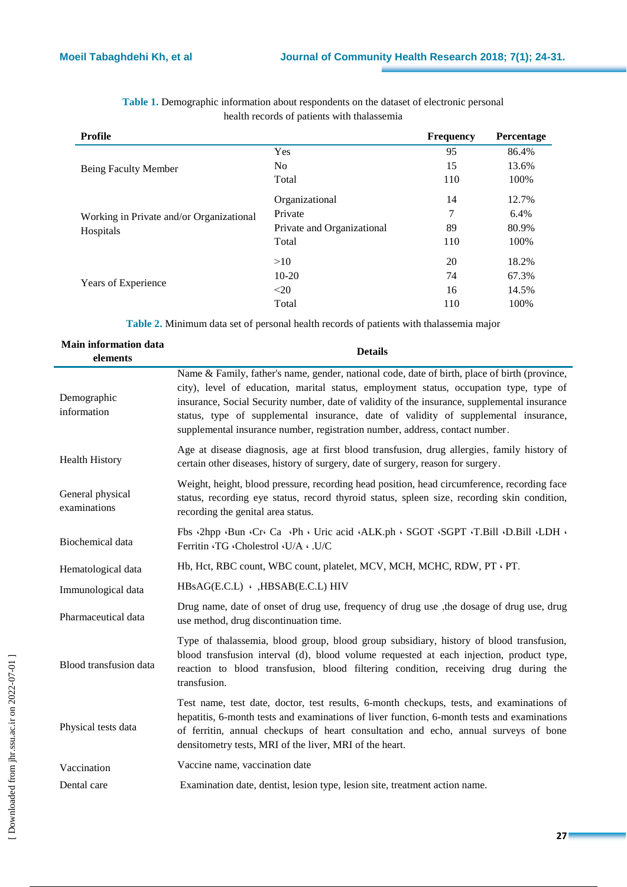**Table 1.** Demographic information about respondents on the dataset of electronic personal health records of patients with thalassemia

| Profile | | Frequency | Percentage |
|---|---|---|---|
| Being Faculty Member | Yes | 95 | 86.4% |
| | No | 15 | 13.6% |
| | Total | 110 | 100% |
| Working in Private and/or Organizational Hospitals | Organizational | 14 | 12.7% |
| | Private | 7 | 6.4% |
| | Private and Organizational | 89 | 80.9% |
| | Total | 110 | 100% |
| Years of Experience | >10 | 20 | 18.2% |
| | 10-20 | 74 | 67.3% |
| | <20 | 16 | 14.5% |
| | Total | 110 | 100% |

**Table 2.** Minimum data set of personal health records of patients with thalassemia major

| Main information data elements | Details |
|---|---|
| Demographic information | Name & Family, father's name, gender, national code, date of birth, place of birth (province, city), level of education, marital status, employment status, occupation type, type of insurance, Social Security number, date of validity of the insurance, supplemental insurance status, type of supplemental insurance, date of validity of supplemental insurance, supplemental insurance number, registration number, address, contact number. |
| Health History | Age at disease diagnosis, age at first blood transfusion, drug allergies, family history of certain other diseases, history of surgery, date of surgery, reason for surgery. |
| General physical examinations | Weight, height, blood pressure, recording head position, head circumference, recording face status, recording eye status, record thyroid status, spleen size, recording skin condition, recording the genital area status. |
| Biochemical data | Fbs ،2hpp ،Bun ،Cr، Ca ،Ph ، Uric acid ،ALK.ph ، SGOT ،SGPT ،T.Bill ،D.Bill ،LDH ، Ferritin ،TG ،Cholestrol ،U/A ، .U/C |
| Hematological data | Hb, Hct, RBC count, WBC count, platelet, MCV, MCH, MCHC, RDW, PT ، PT. |
| Immunological data | HBsAG(E.C.L) ، ,HBSAB(E.C.L) HIV |
| Pharmaceutical data | Drug name, date of onset of drug use, frequency of drug use ,the dosage of drug use, drug use method, drug discontinuation time. |
| Blood transfusion data | Type of thalassemia, blood group, blood group subsidiary, history of blood transfusion, blood transfusion interval (d), blood volume requested at each injection, product type, reaction to blood transfusion, blood filtering condition, receiving drug during the transfusion. |
| Physical tests data | Test name, test date, doctor, test results, 6-month checkups, tests, and examinations of hepatitis, 6-month tests and examinations of liver function, 6-month tests and examinations of ferritin, annual checkups of heart consultation and echo, annual surveys of bone densitometry tests, MRI of the liver, MRI of the heart. |
| Vaccination | Vaccine name, vaccination date |
| Dental care | Examination date, dentist, lesion type, lesion site, treatment action name. |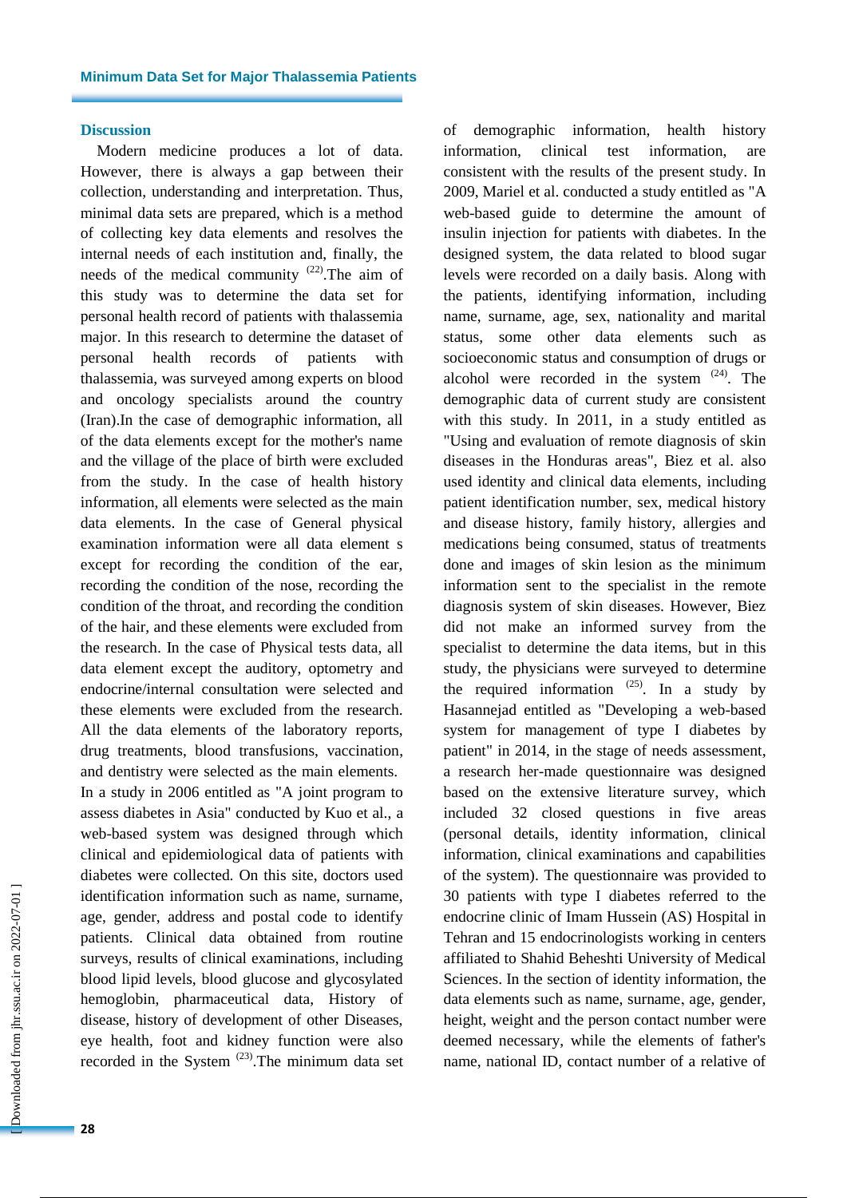## Discussion

Modern medicine produces a lot of data. However, there is always a gap between their collection, understanding and interpretation. Thus, minimal data sets are prepared, which is a method of collecting key data elements and resolves the internal needs of each institution and, finally, the needs of the medical community [22].The aim of this study was to determine the data set for personal health record of patients with thalassemia major. In this research to determine the dataset of personal health records of patients with thalassemia, was surveyed among experts on blood and oncology specialists around the country (Iran).In the case of demographic information, all of the data elements except for the mother's name and the village of the place of birth were excluded from the study. In the case of health history information, all elements were selected as the main data elements. In the case of General physical examination information were all data element s except for recording the condition of the ear, recording the condition of the nose, recording the condition of the throat, and recording the condition of the hair, and these elements were excluded from the research. In the case of Physical tests data, all data element except the auditory, optometry and endocrine/internal consultation were selected and these elements were excluded from the research. All the data elements of the laboratory reports, drug treatments, blood transfusions, vaccination, and dentistry were selected as the main elements.

In a study in 2006 entitled as "A joint program to assess diabetes in Asia" conducted by Kuo et al., a web-based system was designed through which clinical and epidemiological data of patients with diabetes were collected. On this site, doctors used identification information such as name, surname, age, gender, address and postal code to identify patients. Clinical data obtained from routine surveys, results of clinical examinations, including blood lipid levels, blood glucose and glycosylated hemoglobin, pharmaceutical data, History of disease, history of development of other Diseases, eye health, foot and kidney function were also recorded in the System [23].The minimum data set of demographic information, health history information, clinical test information, are consistent with the results of the present study. In 2009, Mariel et al. conducted a study entitled as "A web-based guide to determine the amount of insulin injection for patients with diabetes. In the designed system, the data related to blood sugar levels were recorded on a daily basis. Along with the patients, identifying information, including name, surname, age, sex, nationality and marital status, some other data elements such as socioeconomic status and consumption of drugs or alcohol were recorded in the system [24]. The demographic data of current study are consistent with this study. In 2011, in a study entitled as "Using and evaluation of remote diagnosis of skin diseases in the Honduras areas", Biez et al. also used identity and clinical data elements, including patient identification number, sex, medical history and disease history, family history, allergies and medications being consumed, status of treatments done and images of skin lesion as the minimum information sent to the specialist in the remote diagnosis system of skin diseases. However, Biez did not make an informed survey from the specialist to determine the data items, but in this study, the physicians were surveyed to determine the required information [25]. In a study by Hasannejad entitled as "Developing a web-based system for management of type I diabetes by patient" in 2014, in the stage of needs assessment, a research her-made questionnaire was designed based on the extensive literature survey, which included 32 closed questions in five areas (personal details, identity information, clinical information, clinical examinations and capabilities of the system). The questionnaire was provided to 30 patients with type I diabetes referred to the endocrine clinic of Imam Hussein (AS) Hospital in Tehran and 15 endocrinologists working in centers affiliated to Shahid Beheshti University of Medical Sciences. In the section of identity information, the data elements such as name, surname, age, gender, height, weight and the person contact number were deemed necessary, while the elements of father's name, national ID, contact number of a relative of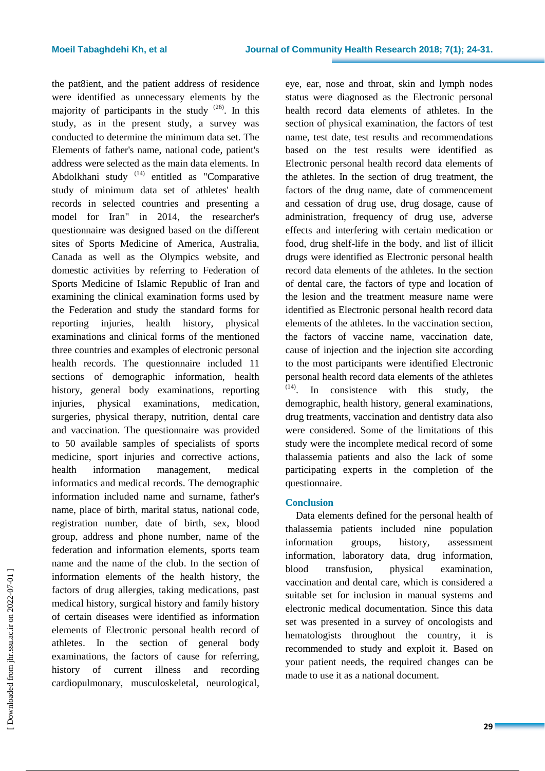the pat8ient, and the patient address of residence were identified as unnecessary elements by the majority of participants in the study [26]. In this study, as in the present study, a survey was conducted to determine the minimum data set. The Elements of father's name, national code, patient's address were selected as the main data elements. In Abdolkhani study [14] entitled as "Comparative study of minimum data set of athletes' health records in selected countries and presenting a model for Iran" in 2014, the researcher's questionnaire was designed based on the different sites of Sports Medicine of America, Australia, Canada as well as the Olympics website, and domestic activities by referring to Federation of Sports Medicine of Islamic Republic of Iran and examining the clinical examination forms used by the Federation and study the standard forms for reporting injuries, health history, physical examinations and clinical forms of the mentioned three countries and examples of electronic personal health records. The questionnaire included 11 sections of demographic information, health history, general body examinations, reporting injuries, physical examinations, medication, surgeries, physical therapy, nutrition, dental care and vaccination. The questionnaire was provided to 50 available samples of specialists of sports medicine, sport injuries and corrective actions, health information management, medical informatics and medical records. The demographic information included name and surname, father's name, place of birth, marital status, national code, registration number, date of birth, sex, blood group, address and phone number, name of the federation and information elements, sports team name and the name of the club. In the section of information elements of the health history, the factors of drug allergies, taking medications, past medical history, surgical history and family history of certain diseases were identified as information elements of Electronic personal health record of athletes. In the section of general body examinations, the factors of cause for referring, history of current illness and recording cardiopulmonary, musculoskeletal, neurological, eye, ear, nose and throat, skin and lymph nodes status were diagnosed as the Electronic personal health record data elements of athletes. In the section of physical examination, the factors of test name, test date, test results and recommendations based on the test results were identified as Electronic personal health record data elements of the athletes. In the section of drug treatment, the factors of the drug name, date of commencement and cessation of drug use, drug dosage, cause of administration, frequency of drug use, adverse effects and interfering with certain medication or food, drug shelf-life in the body, and list of illicit drugs were identified as Electronic personal health record data elements of the athletes. In the section of dental care, the factors of type and location of the lesion and the treatment measure name were identified as Electronic personal health record data elements of the athletes. In the vaccination section, the factors of vaccine name, vaccination date, cause of injection and the injection site according to the most participants were identified Electronic personal health record data elements of the athletes [14]. In consistence with this study, the demographic, health history, general examinations, drug treatments, vaccination and dentistry data also were considered. Some of the limitations of this study were the incomplete medical record of some thalassemia patients and also the lack of some participating experts in the completion of the questionnaire.

## Conclusion

Data elements defined for the personal health of thalassemia patients included nine population information groups, history, assessment information, laboratory data, drug information, blood transfusion, physical examination, vaccination and dental care, which is considered a suitable set for inclusion in manual systems and electronic medical documentation. Since this data set was presented in a survey of oncologists and hematologists throughout the country, it is recommended to study and exploit it. Based on your patient needs, the required changes can be made to use it as a national document.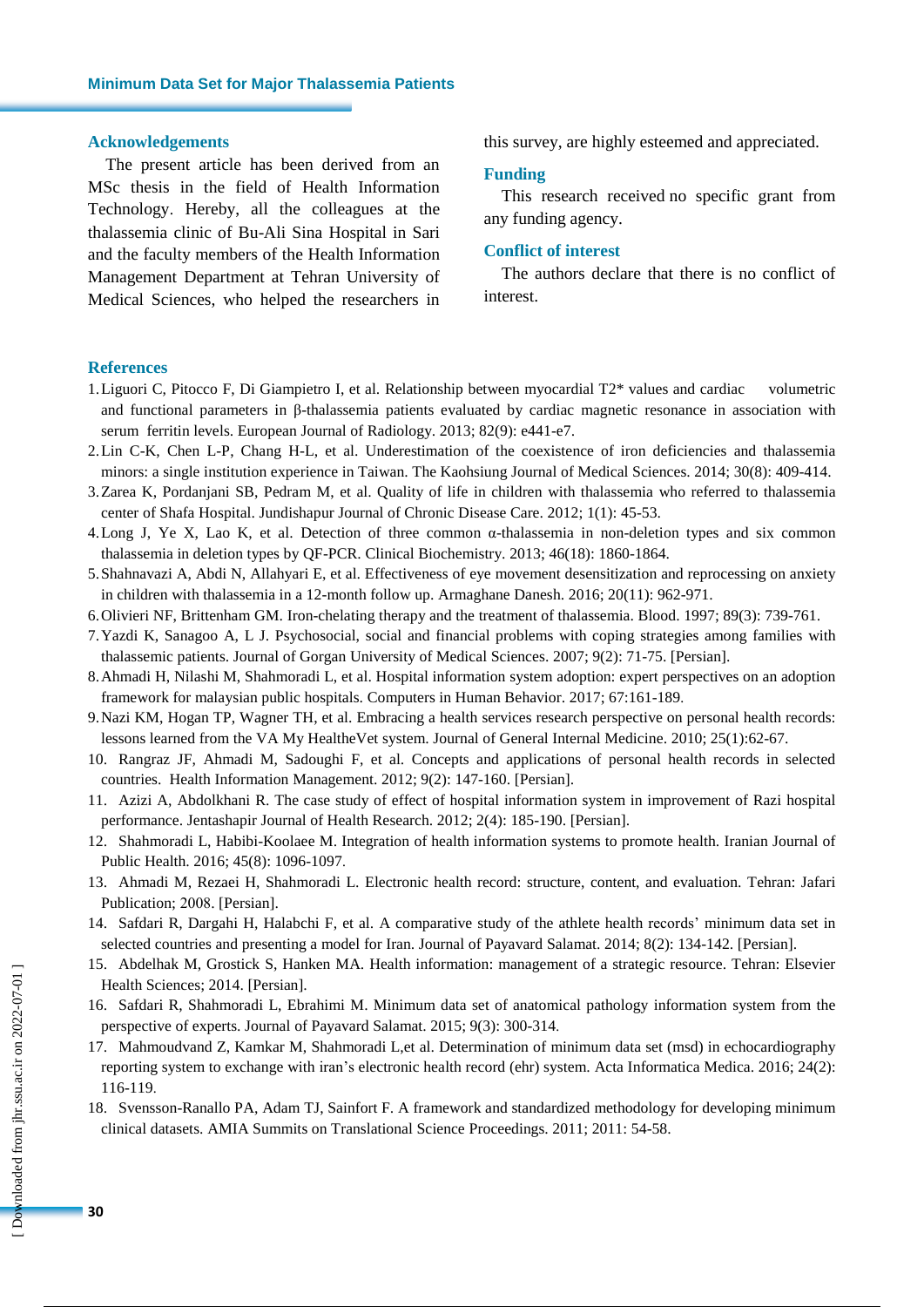## Acknowledgements

The present article has been derived from an MSc thesis in the field of Health Information Technology. Hereby, all the colleagues at the thalassemia clinic of Bu-Ali Sina Hospital in Sari and the faculty members of the Health Information Management Department at Tehran University of Medical Sciences, who helped the researchers in this survey, are highly esteemed and appreciated.

## Funding

This research received no specific grant from any funding agency.

## Conflict of interest

The authors declare that there is no conflict of interest.

## References

1. Liguori C, Pitocco F, Di Giampietro I, et al. Relationship between myocardial T2* values and cardiac volumetric and functional parameters in β-thalassemia patients evaluated by cardiac magnetic resonance in association with serum ferritin levels. European Journal of Radiology. 2013; 82(9): e441-e7.
2. Lin C-K, Chen L-P, Chang H-L, et al. Underestimation of the coexistence of iron deficiencies and thalassemia minors: a single institution experience in Taiwan. The Kaohsiung Journal of Medical Sciences. 2014; 30(8): 409-414.
3. Zarea K, Pordanjani SB, Pedram M, et al. Quality of life in children with thalassemia who referred to thalassemia center of Shafa Hospital. Jundishapur Journal of Chronic Disease Care. 2012; 1(1): 45-53.
4. Long J, Ye X, Lao K, et al. Detection of three common α-thalassemia in non-deletion types and six common thalassemia in deletion types by QF-PCR. Clinical Biochemistry. 2013; 46(18): 1860-1864.
5. Shahnavazi A, Abdi N, Allahyari E, et al. Effectiveness of eye movement desensitization and reprocessing on anxiety in children with thalassemia in a 12-month follow up. Armaghane Danesh. 2016; 20(11): 962-971.
6. Olivieri NF, Brittenham GM. Iron-chelating therapy and the treatment of thalassemia. Blood. 1997; 89(3): 739-761.
7. Yazdi K, Sanagoo A, L J. Psychosocial, social and financial problems with coping strategies among families with thalassemic patients. Journal of Gorgan University of Medical Sciences. 2007; 9(2): 71-75. [Persian].
8. Ahmadi H, Nilashi M, Shahmoradi L, et al. Hospital information system adoption: expert perspectives on an adoption framework for malaysian public hospitals. Computers in Human Behavior. 2017; 67:161-189.
9. Nazi KM, Hogan TP, Wagner TH, et al. Embracing a health services research perspective on personal health records: lessons learned from the VA My HealtheVet system. Journal of General Internal Medicine. 2010; 25(1):62-67.
10. Rangraz JF, Ahmadi M, Sadoughi F, et al. Concepts and applications of personal health records in selected countries. Health Information Management. 2012; 9(2): 147-160. [Persian].
11. Azizi A, Abdolkhani R. The case study of effect of hospital information system in improvement of Razi hospital performance. Jentashapir Journal of Health Research. 2012; 2(4): 185-190. [Persian].
12. Shahmoradi L, Habibi-Koolaee M. Integration of health information systems to promote health. Iranian Journal of Public Health. 2016; 45(8): 1096-1097.
13. Ahmadi M, Rezaei H, Shahmoradi L. Electronic health record: structure, content, and evaluation. Tehran: Jafari Publication; 2008. [Persian].
14. Safdari R, Dargahi H, Halabchi F, et al. A comparative study of the athlete health records' minimum data set in selected countries and presenting a model for Iran. Journal of Payavard Salamat. 2014; 8(2): 134-142. [Persian].
15. Abdelhak M, Grostick S, Hanken MA. Health information: management of a strategic resource. Tehran: Elsevier Health Sciences; 2014. [Persian].
16. Safdari R, Shahmoradi L, Ebrahimi M. Minimum data set of anatomical pathology information system from the perspective of experts. Journal of Payavard Salamat. 2015; 9(3): 300-314.
17. Mahmoudvand Z, Kamkar M, Shahmoradi L,et al. Determination of minimum data set (msd) in echocardiography reporting system to exchange with iran's electronic health record (ehr) system. Acta Informatica Medica. 2016; 24(2): 116-119.
18. Svensson-Ranallo PA, Adam TJ, Sainfort F. A framework and standardized methodology for developing minimum clinical datasets. AMIA Summits on Translational Science Proceedings. 2011; 2011: 54-58.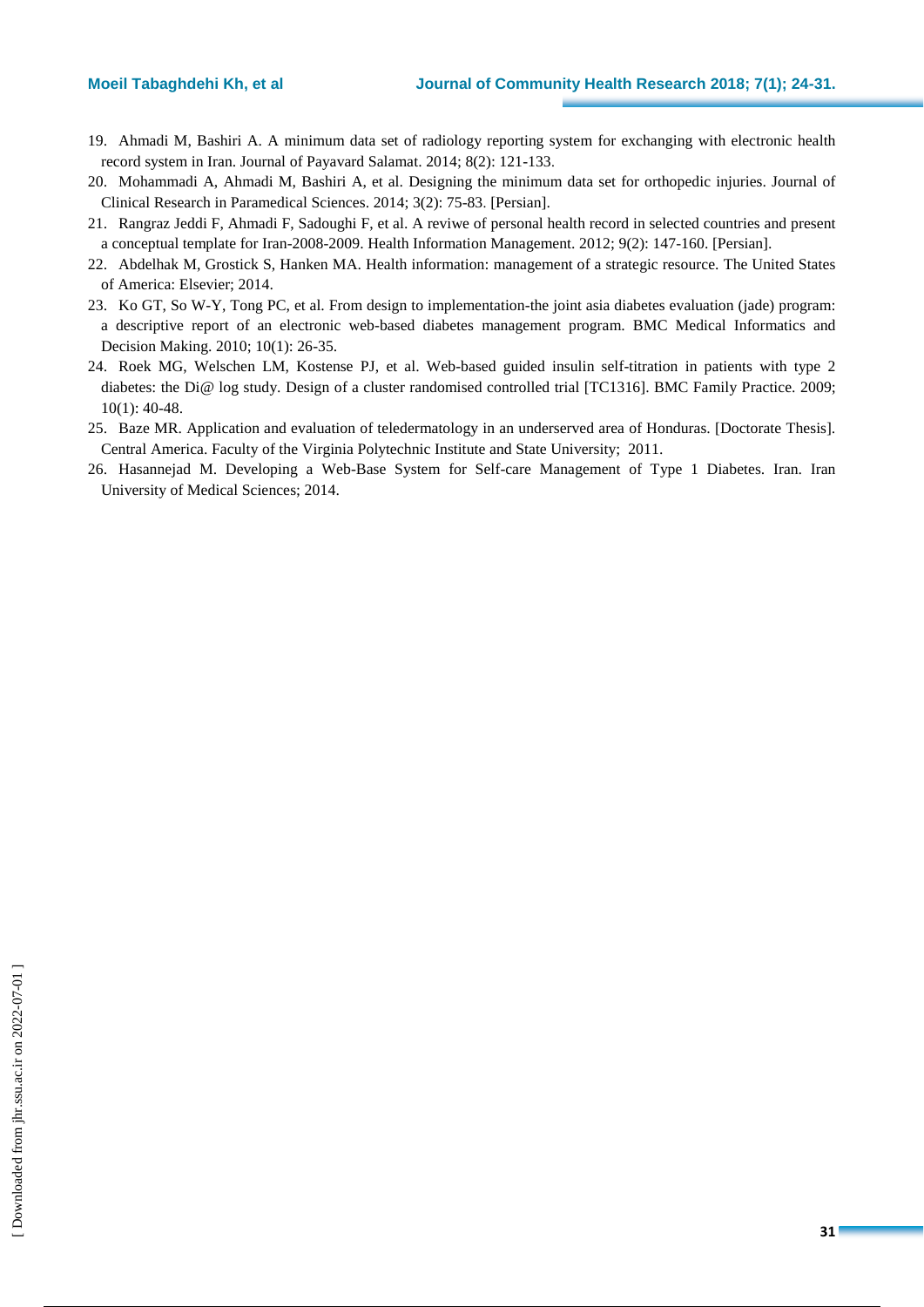19. Ahmadi M, Bashiri A. A minimum data set of radiology reporting system for exchanging with electronic health record system in Iran. Journal of Payavard Salamat. 2014; 8(2): 121-133.
20. Mohammadi A, Ahmadi M, Bashiri A, et al. Designing the minimum data set for orthopedic injuries. Journal of Clinical Research in Paramedical Sciences. 2014; 3(2): 75-83. [Persian].
21. Rangraz Jeddi F, Ahmadi F, Sadoughi F, et al. A reviwe of personal health record in selected countries and present a conceptual template for Iran-2008-2009. Health Information Management. 2012; 9(2): 147-160. [Persian].
22. Abdelhak M, Grostick S, Hanken MA. Health information: management of a strategic resource. The United States of America: Elsevier; 2014.
23. Ko GT, So W-Y, Tong PC, et al. From design to implementation-the joint asia diabetes evaluation (jade) program: a descriptive report of an electronic web-based diabetes management program. BMC Medical Informatics and Decision Making. 2010; 10(1): 26-35.
24. Roek MG, Welschen LM, Kostense PJ, et al. Web-based guided insulin self-titration in patients with type 2 diabetes: the Di@ log study. Design of a cluster randomised controlled trial [TC1316]. BMC Family Practice. 2009; 10(1): 40-48.
25. Baze MR. Application and evaluation of teledermatology in an underserved area of Honduras. [Doctorate Thesis]. Central America. Faculty of the Virginia Polytechnic Institute and State University; 2011.
26. Hasannejad M. Developing a Web-Base System for Self-care Management of Type 1 Diabetes. Iran. Iran University of Medical Sciences; 2014.